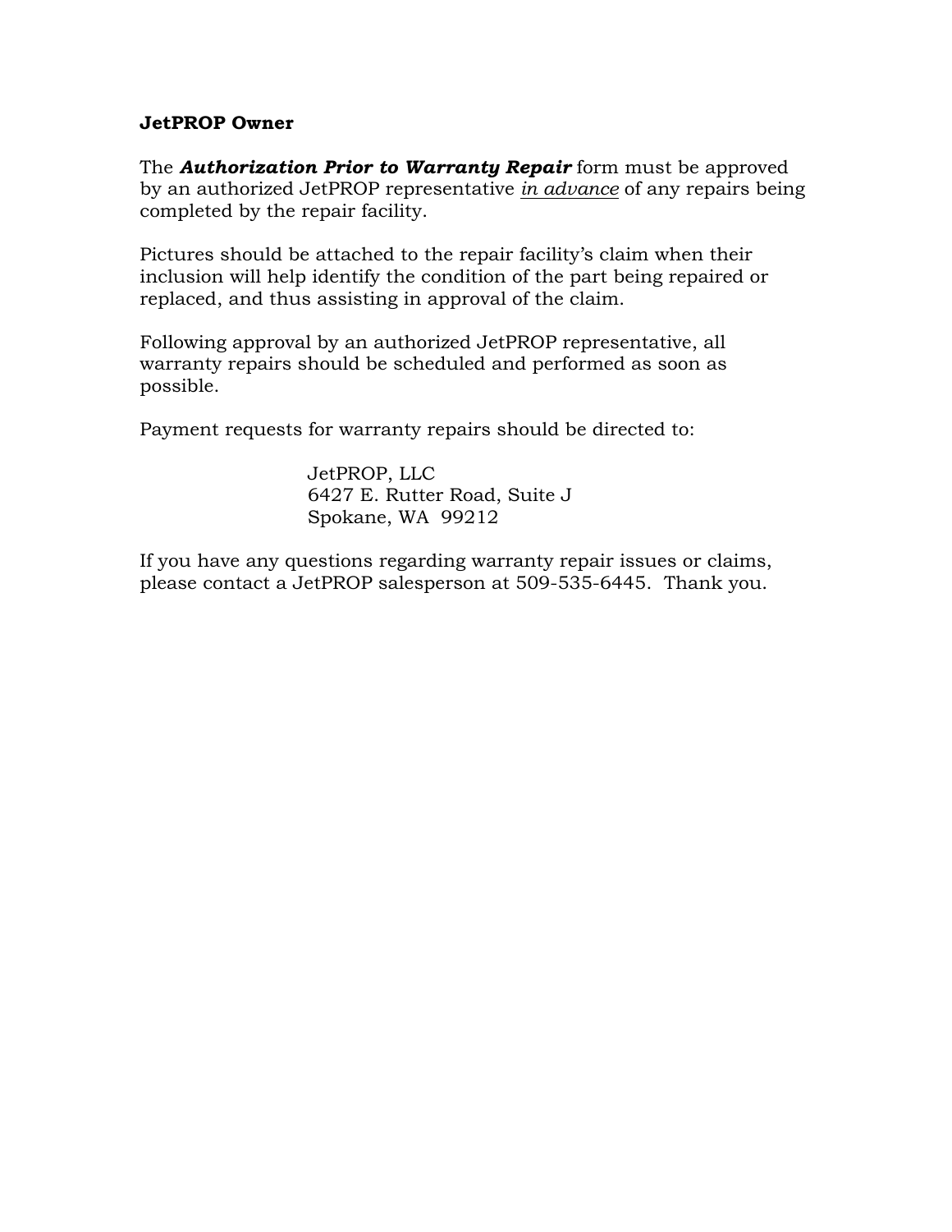**JetPROP Owner**

The ***Authorization Prior to Warranty Repair*** form must be approved by an authorized JetPROP representative <u>*in advance*</u> of any repairs being completed by the repair facility.

Pictures should be attached to the repair facility's claim when their inclusion will help identify the condition of the part being repaired or replaced, and thus assisting in approval of the claim.

Following approval by an authorized JetPROP representative, all warranty repairs should be scheduled and performed as soon as possible.

Payment requests for warranty repairs should be directed to:

> JetPROP, LLC
> 6427 E. Rutter Road, Suite J
> Spokane, WA 99212

If you have any questions regarding warranty repair issues or claims, please contact a JetPROP salesperson at 509-535-6445. Thank you.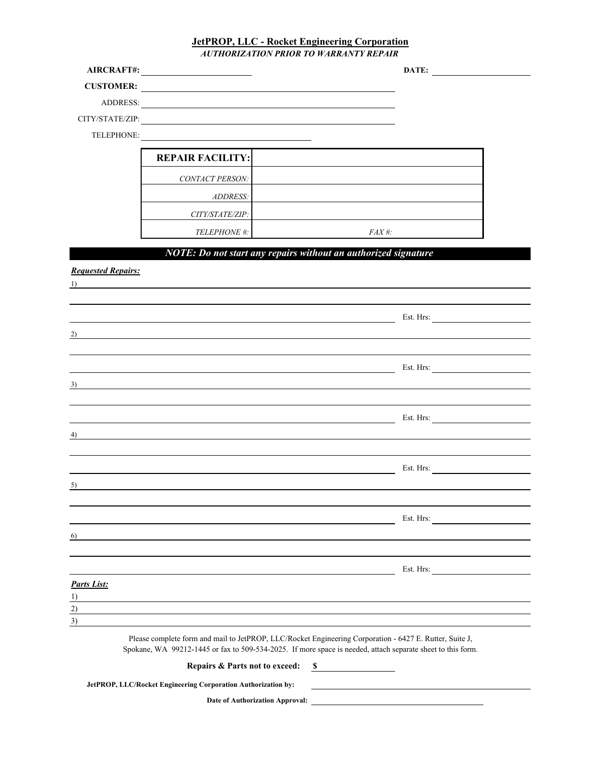# JetPROP, LLC - Rocket Engineering Corporation

***AUTHORIZATION PRIOR TO WARRANTY REPAIR***

**AIRCRAFT#:** ______________________ **DATE:** ______________________

**CUSTOMER:** ____________________________________________

ADDRESS: ____________________________________________

CITY/STATE/ZIP: ____________________________________________

TELEPHONE: ______________________________

| **REPAIR FACILITY:** | |
|---|---|
| *CONTACT PERSON:* | |
| *ADDRESS:* | |
| *CITY/STATE/ZIP:* | |
| *TELEPHONE #:* | *FAX #:* |

***NOTE: Do not start any repairs without an authorized signature***

***Requested Repairs:***

1) ____________________________________________

____________________________________________

____________________________________________ Est. Hrs: ______________

2) ____________________________________________

____________________________________________

____________________________________________ Est. Hrs: ______________

3) ____________________________________________

____________________________________________

____________________________________________ Est. Hrs: ______________

4) ____________________________________________

____________________________________________

____________________________________________ Est. Hrs: ______________

5) ____________________________________________

____________________________________________

____________________________________________ Est. Hrs: ______________

6) ____________________________________________

____________________________________________

____________________________________________ Est. Hrs: ______________

***Parts List:***

1) ____________________________________________

2) ____________________________________________

3) ____________________________________________

Please complete form and mail to JetPROP, LLC/Rocket Engineering Corporation - 6427 E. Rutter, Suite J, Spokane, WA 99212-1445 or fax to 509-534-2025. If more space is needed, attach separate sheet to this form.

**Repairs & Parts not to exceed: $** ______________

**JetPROP, LLC/Rocket Engineering Corporation Authorization by:** ______________________________

**Date of Authorization Approval:** ______________________________